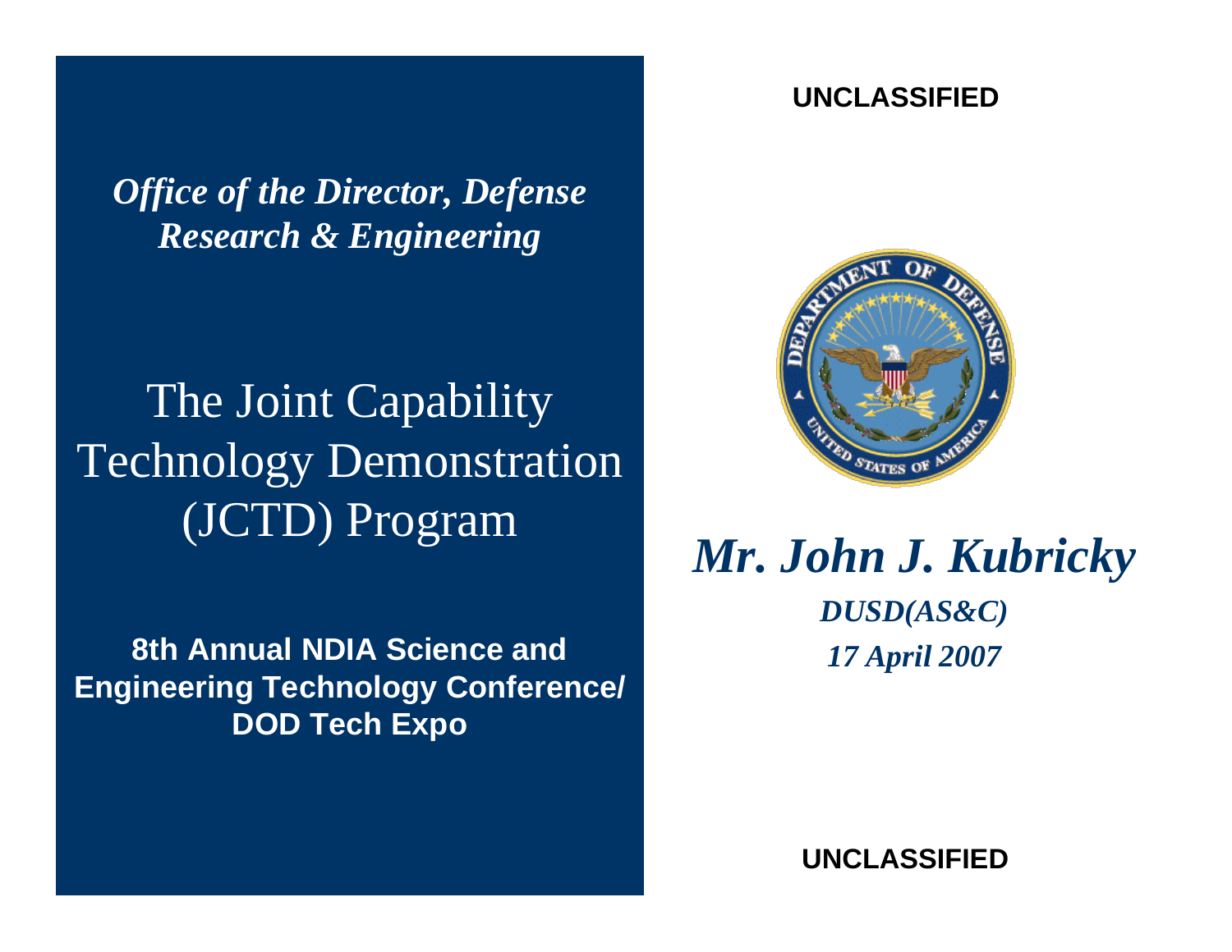UNCLASSIFIED

*Office of the Director, Defense Research & Engineering*

# The Joint Capability Technology Demonstration (JCTD) Program

**8th Annual NDIA Science and Engineering Technology Conference/ DOD Tech Expo**

***Mr. John J. Kubricky***

***DUSD(AS&C)***

***17 April 2007***

UNCLASSIFIED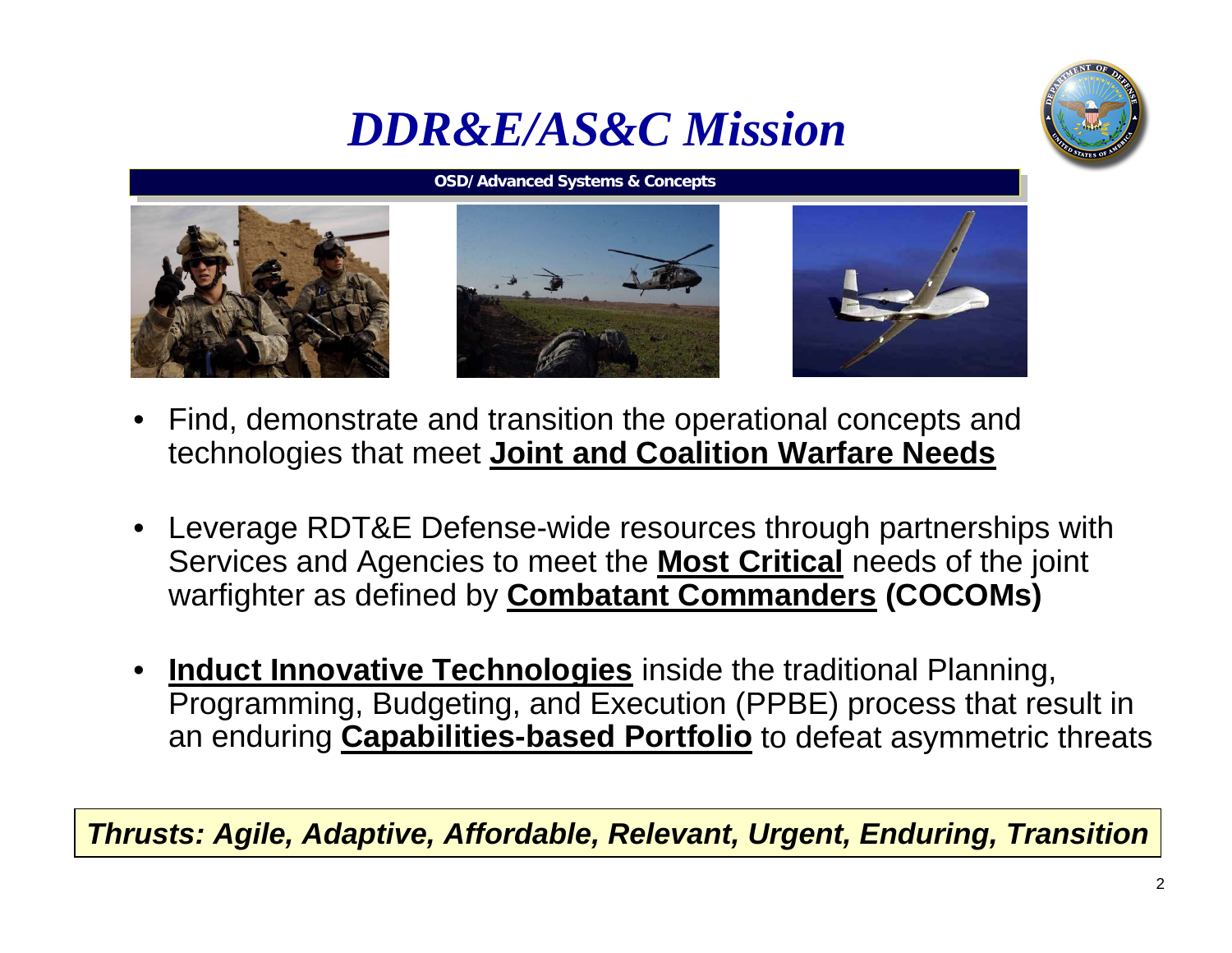# *DDR&E/AS&C Mission*

**OSD/ Advanced Systems & Concepts**

- Find, demonstrate and transition the operational concepts and technologies that meet **Joint and Coalition Warfare Needs**
- Leverage RDT&E Defense-wide resources through partnerships with Services and Agencies to meet the **Most Critical** needs of the joint warfighter as defined by **Combatant Commanders (COCOMs)**
- **Induct Innovative Technologies** inside the traditional Planning, Programming, Budgeting, and Execution (PPBE) process that result in an enduring **Capabilities-based Portfolio** to defeat asymmetric threats

***Thrusts: Agile, Adaptive, Affordable, Relevant, Urgent, Enduring, Transition***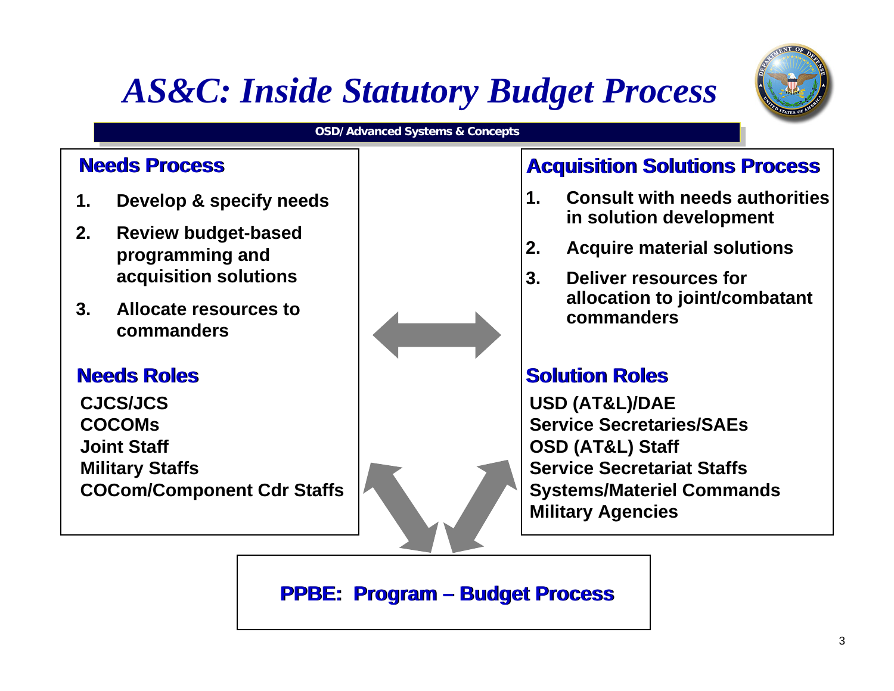# *AS&C: Inside Statutory Budget Process*

**OSD/ Advanced Systems & Concepts**

## Needs Process

1. **Develop & specify needs**
2. **Review budget-based programming and acquisition solutions**
3. **Allocate resources to commanders**

## Needs Roles

**CJCS/JCS**
**COCOMs**
**Joint Staff**
**Military Staffs**
**COCom/Component Cdr Staffs**

## Acquisition Solutions Process

1. **Consult with needs authorities in solution development**
2. **Acquire material solutions**
3. **Deliver resources for allocation to joint/combatant commanders**

## Solution Roles

**USD (AT&L)/DAE**
**Service Secretaries/SAEs**
**OSD (AT&L) Staff**
**Service Secretariat Staffs**
**Systems/Materiel Commands**
**Military Agencies**

## PPBE: Program – Budget Process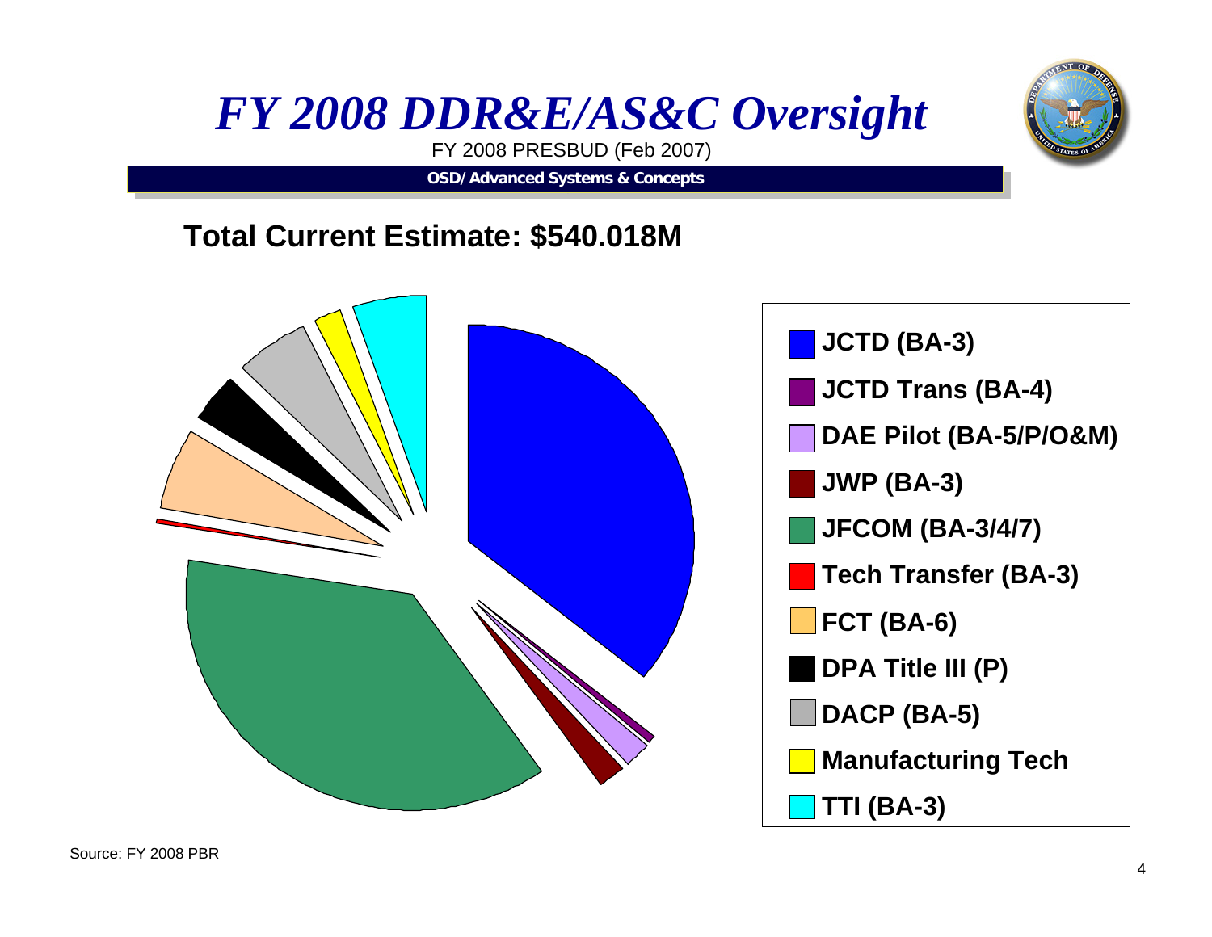# *FY 2008 DDR&E/AS&C Oversight*

FY 2008 PRESBUD (Feb 2007)

**OSD/ Advanced Systems & Concepts**

**Total Current Estimate: $540.018M**

- **JCTD (BA-3)**
- **JCTD Trans (BA-4)**
- **DAE Pilot (BA-5/P/O&M)**
- **JWP (BA-3)**
- **JFCOM (BA-3/4/7)**
- **Tech Transfer (BA-3)**
- **FCT (BA-6)**
- **DPA Title III (P)**
- **DACP (BA-5)**
- **Manufacturing Tech**
- **TTI (BA-3)**

Source: FY 2008 PBR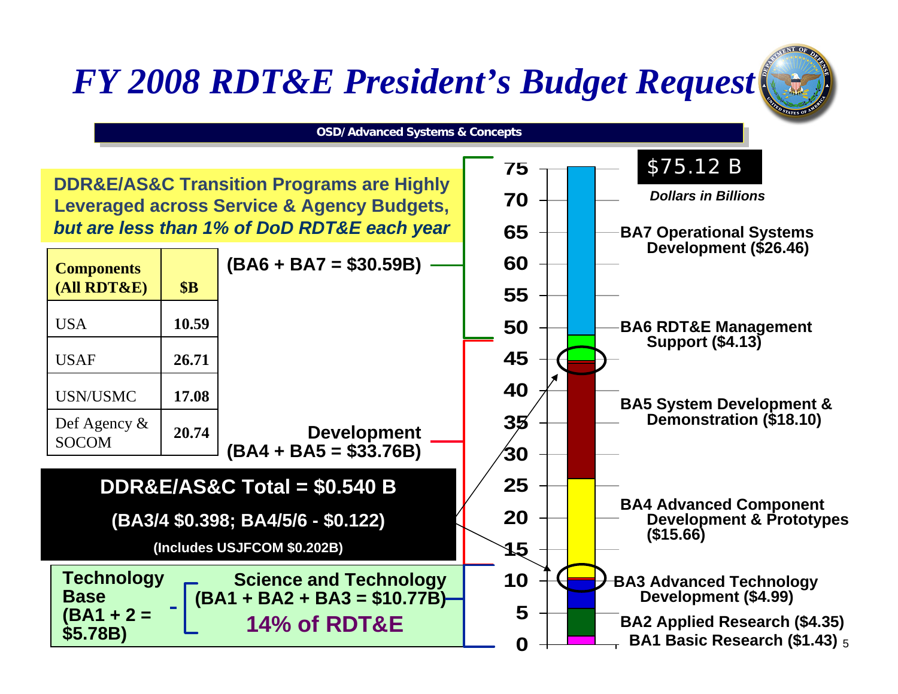# FY 2008 RDT&E President's Budget Request

**OSD/ Advanced Systems & Concepts**

**DDR&E/AS&C Transition Programs are Highly Leveraged across Service & Agency Budgets, *but are less than 1% of DoD RDT&E each year***

| Components (All RDT&E) | $B |
|---|---|
| USA | 10.59 |
| USAF | 26.71 |
| USN/USMC | 17.08 |
| Def Agency & SOCOM | 20.74 |

**(BA6 + BA7 = $30.59B)**

**Development (BA4 + BA5 = $33.76B)**

**DDR&E/AS&C Total = $0.540 B**

**(BA3/4 $0.398; BA4/5/6 - $0.122)**

**(Includes USJFCOM $0.202B)**

**Technology Base (BA1 + 2 = $5.78B)**

**Science and Technology (BA1 + BA2 + BA3 = $10.77B)**

**14% of RDT&E**

$75.12 B

*Dollars in Billions*

- **BA7 Operational Systems Development ($26.46)**
- **BA6 RDT&E Management Support ($4.13)**
- **BA5 System Development & Demonstration ($18.10)**
- **BA4 Advanced Component Development & Prototypes ($15.66)**
- **BA3 Advanced Technology Development ($4.99)**
- **BA2 Applied Research ($4.35)**
- **BA1 Basic Research ($1.43)**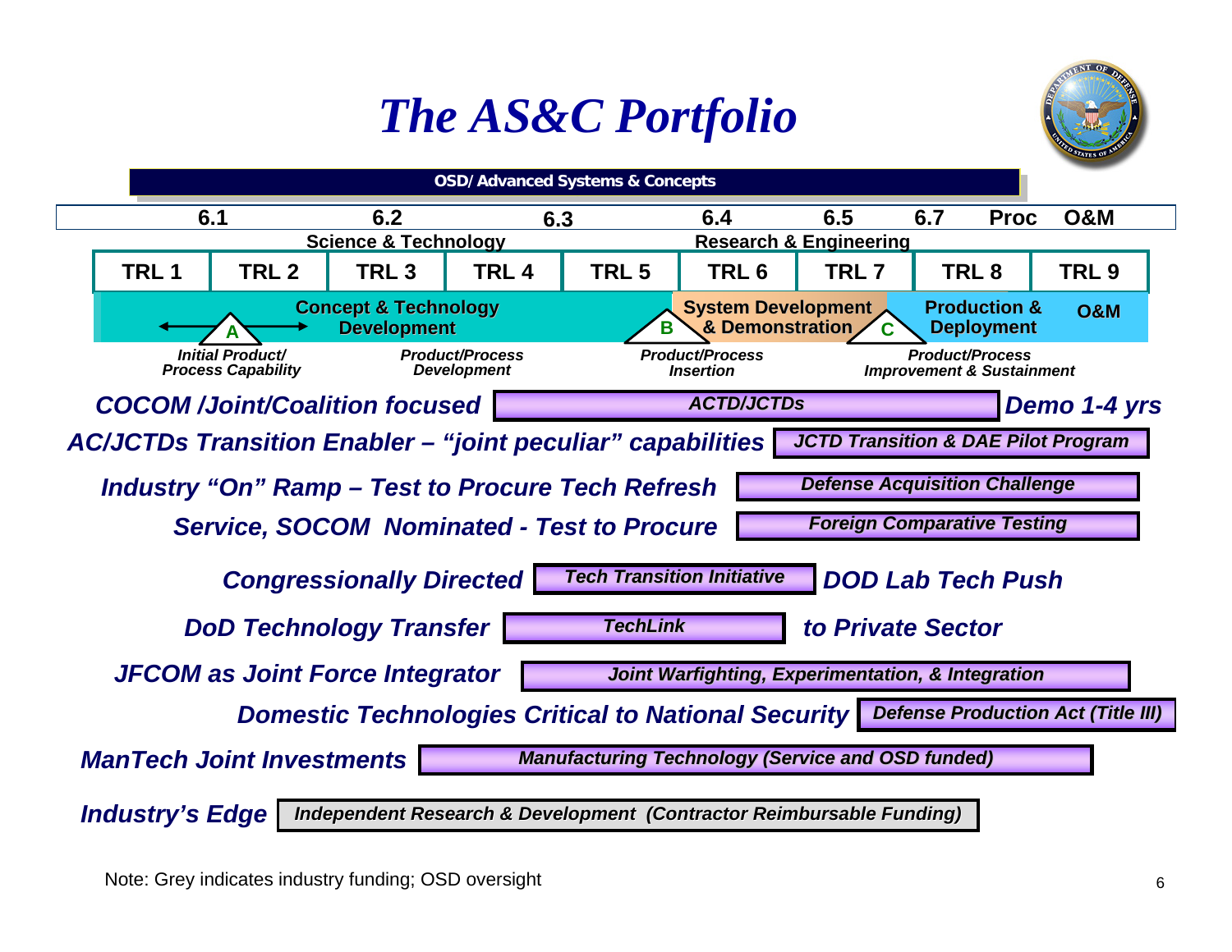# The AS&C Portfolio

**OSD/ Advanced Systems & Concepts**

| 6.1 | | 6.2 | | 6.3 | 6.4 | 6.5 | 6.7 | Proc | O&M |
|---|---|---|---|---|---|---|---|---|---|

**Science & Technology** | **Research & Engineering**

| TRL 1 | TRL 2 | TRL 3 | TRL 4 | TRL 5 | TRL 6 | TRL 7 | TRL 8 | TRL 9 |
|---|---|---|---|---|---|---|---|---|

**Concept & Technology Development** — A — **System Development & Demonstration** — B — C — **Production & Deployment** — **O&M**

*Initial Product/ Process Capability* · *Product/Process Development* · *Product/Process Insertion* · *Product/Process Improvement & Sustainment*

- ***COCOM /Joint/Coalition focused*** — *ACTD/JCTDs* — ***Demo 1-4 yrs***
- ***AC/JCTDs Transition Enabler – "joint peculiar" capabilities*** — *JCTD Transition & DAE Pilot Program*
- ***Industry "On" Ramp – Test to Procure Tech Refresh*** — *Defense Acquisition Challenge*
- ***Service, SOCOM Nominated - Test to Procure*** — *Foreign Comparative Testing*
- ***Congressionally Directed*** — *Tech Transition Initiative* — ***DOD Lab Tech Push***
- ***DoD Technology Transfer*** — *TechLink* — ***to Private Sector***
- ***JFCOM as Joint Force Integrator*** — *Joint Warfighting, Experimentation, & Integration*
- ***Domestic Technologies Critical to National Security*** — *Defense Production Act (Title III)*
- ***ManTech Joint Investments*** — *Manufacturing Technology (Service and OSD funded)*
- ***Industry's Edge*** — *Independent Research & Development (Contractor Reimbursable Funding)*

Note: Grey indicates industry funding; OSD oversight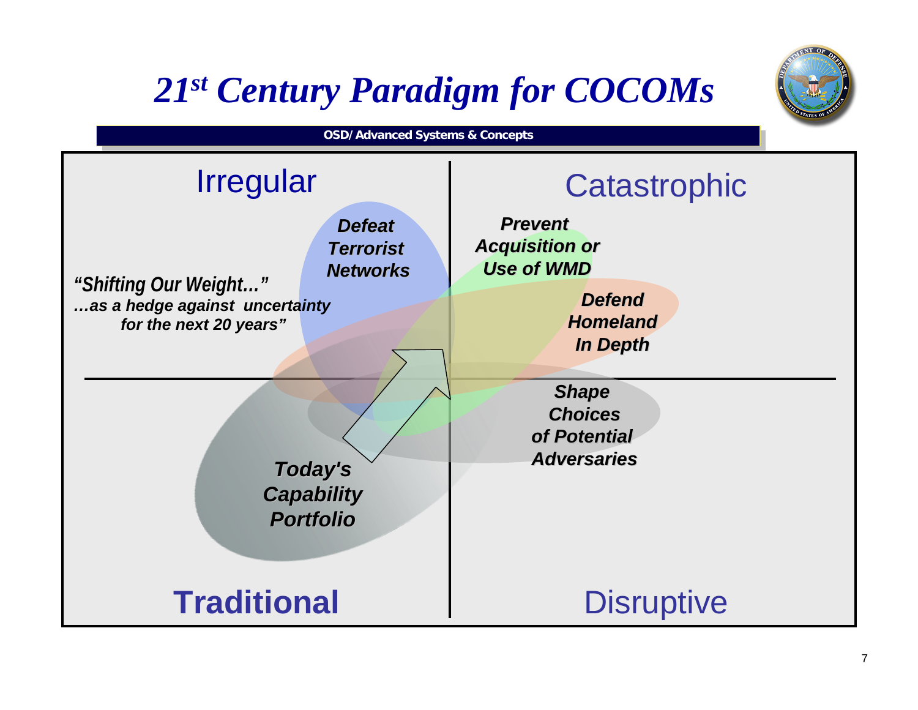# 21st Century Paradigm for COCOMs

**OSD/ Advanced Systems & Concepts**

Irregular

Catastrophic

Traditional

Disruptive

***"Shifting Our Weight…"***
***…as a hedge against uncertainty for the next 20 years"***

***Defeat Terrorist Networks***

***Prevent Acquisition or Use of WMD***

***Defend Homeland In Depth***

***Shape Choices of Potential Adversaries***

***Today's Capability Portfolio***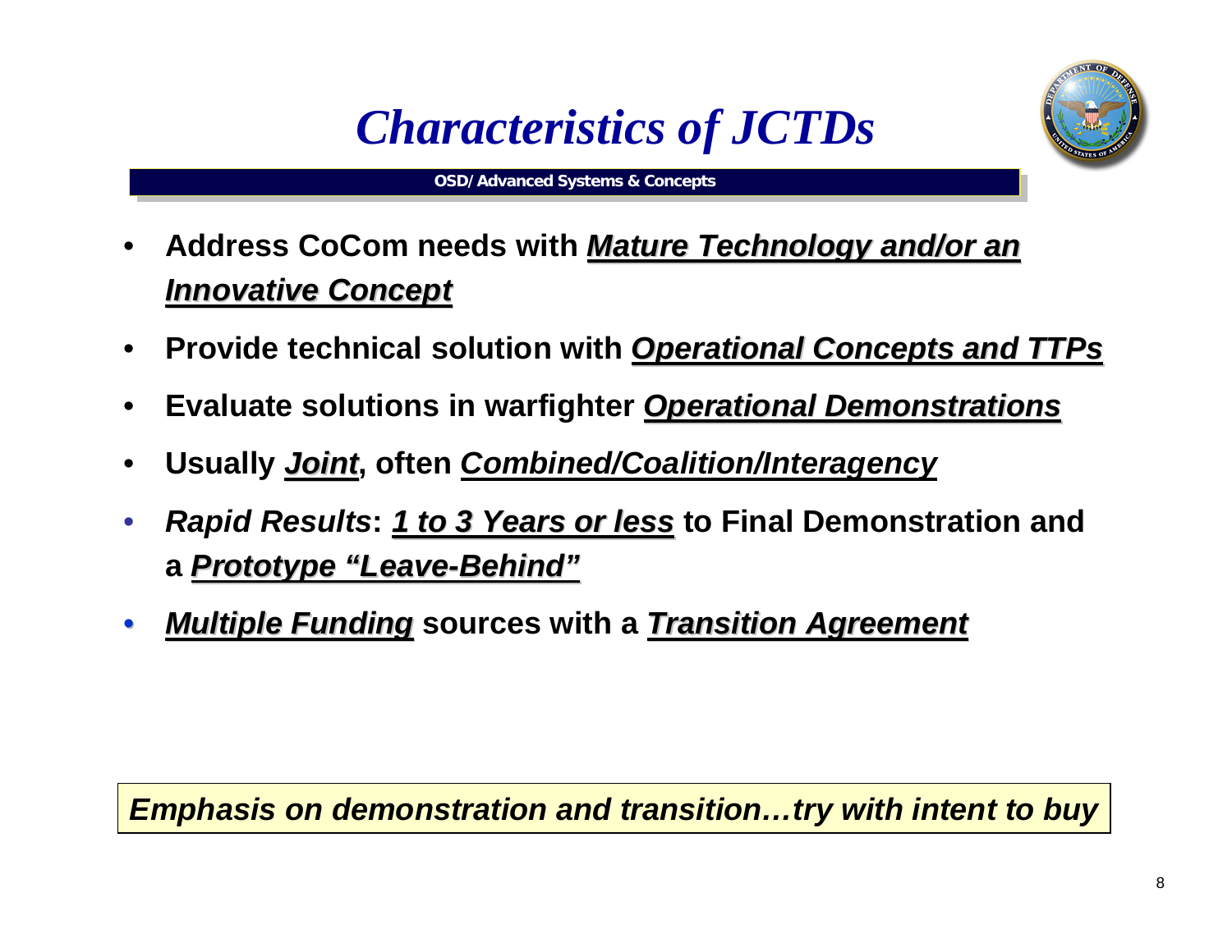# *Characteristics of JCTDs*

**OSD/Advanced Systems & Concepts**

- **Address CoCom needs with *Mature Technology and/or an Innovative Concept***
- **Provide technical solution with *Operational Concepts and TTPs***
- **Evaluate solutions in warfighter *Operational Demonstrations***
- **Usually *Joint*, often *Combined/Coalition/Interagency***
- ***Rapid Results*: *1 to 3 Years or less* to Final Demonstration and a *Prototype "Leave-Behind"***
- ***Multiple Funding* sources with a *Transition Agreement***

***Emphasis on demonstration and transition…try with intent to buy***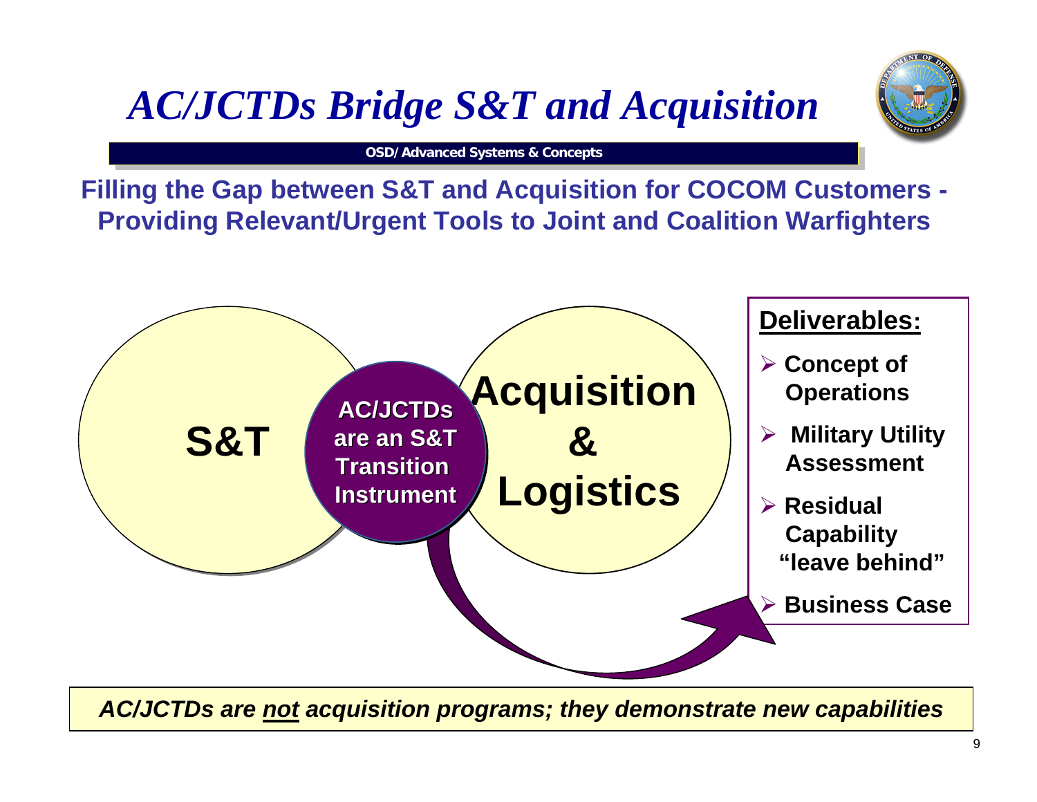# *AC/JCTDs Bridge S&T and Acquisition*

**OSD/ Advanced Systems & Concepts**

**Filling the Gap between S&T and Acquisition for COCOM Customers - Providing Relevant/Urgent Tools to Joint and Coalition Warfighters**

**S&T**

**AC/JCTDs are an S&T Transition Instrument**

**Acquisition & Logistics**

**Deliverables:**

- **Concept of Operations**
- **Military Utility Assessment**
- **Residual Capability "leave behind"**
- **Business Case**

***AC/JCTDs are not acquisition programs; they demonstrate new capabilities***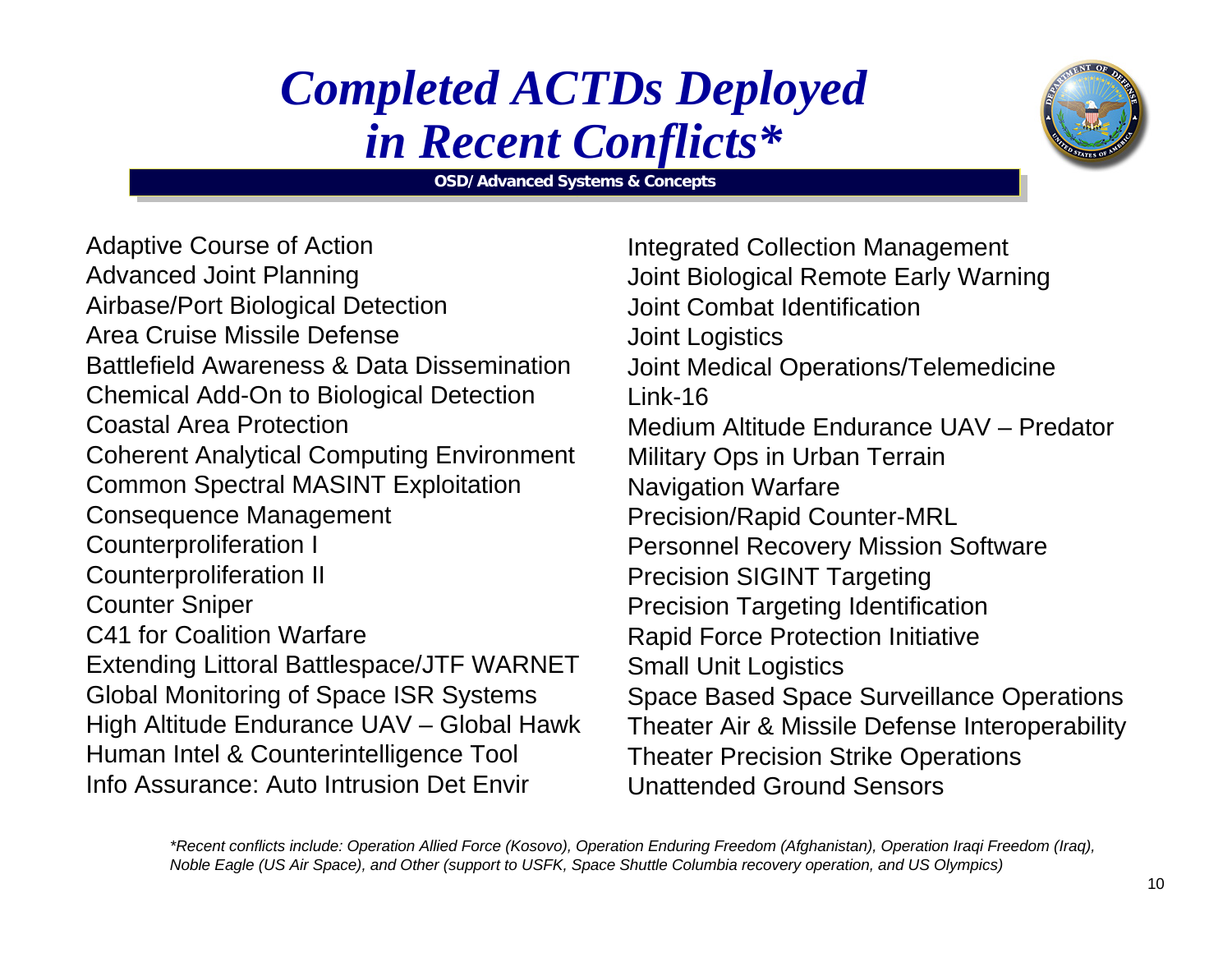# *Completed ACTDs Deployed in Recent Conflicts**

**OSD/Advanced Systems & Concepts**

Adaptive Course of Action
Advanced Joint Planning
Airbase/Port Biological Detection
Area Cruise Missile Defense
Battlefield Awareness & Data Dissemination
Chemical Add-On to Biological Detection
Coastal Area Protection
Coherent Analytical Computing Environment
Common Spectral MASINT Exploitation
Consequence Management
Counterproliferation I
Counterproliferation II
Counter Sniper
C41 for Coalition Warfare
Extending Littoral Battlespace/JTF WARNET
Global Monitoring of Space ISR Systems
High Altitude Endurance UAV – Global Hawk
Human Intel & Counterintelligence Tool
Info Assurance: Auto Intrusion Det Envir
Integrated Collection Management
Joint Biological Remote Early Warning
Joint Combat Identification
Joint Logistics
Joint Medical Operations/Telemedicine
Link-16
Medium Altitude Endurance UAV – Predator
Military Ops in Urban Terrain
Navigation Warfare
Precision/Rapid Counter-MRL
Personnel Recovery Mission Software
Precision SIGINT Targeting
Precision Targeting Identification
Rapid Force Protection Initiative
Small Unit Logistics
Space Based Space Surveillance Operations
Theater Air & Missile Defense Interoperability
Theater Precision Strike Operations
Unattended Ground Sensors

*\*Recent conflicts include: Operation Allied Force (Kosovo), Operation Enduring Freedom (Afghanistan), Operation Iraqi Freedom (Iraq), Noble Eagle (US Air Space), and Other (support to USFK, Space Shuttle Columbia recovery operation, and US Olympics)*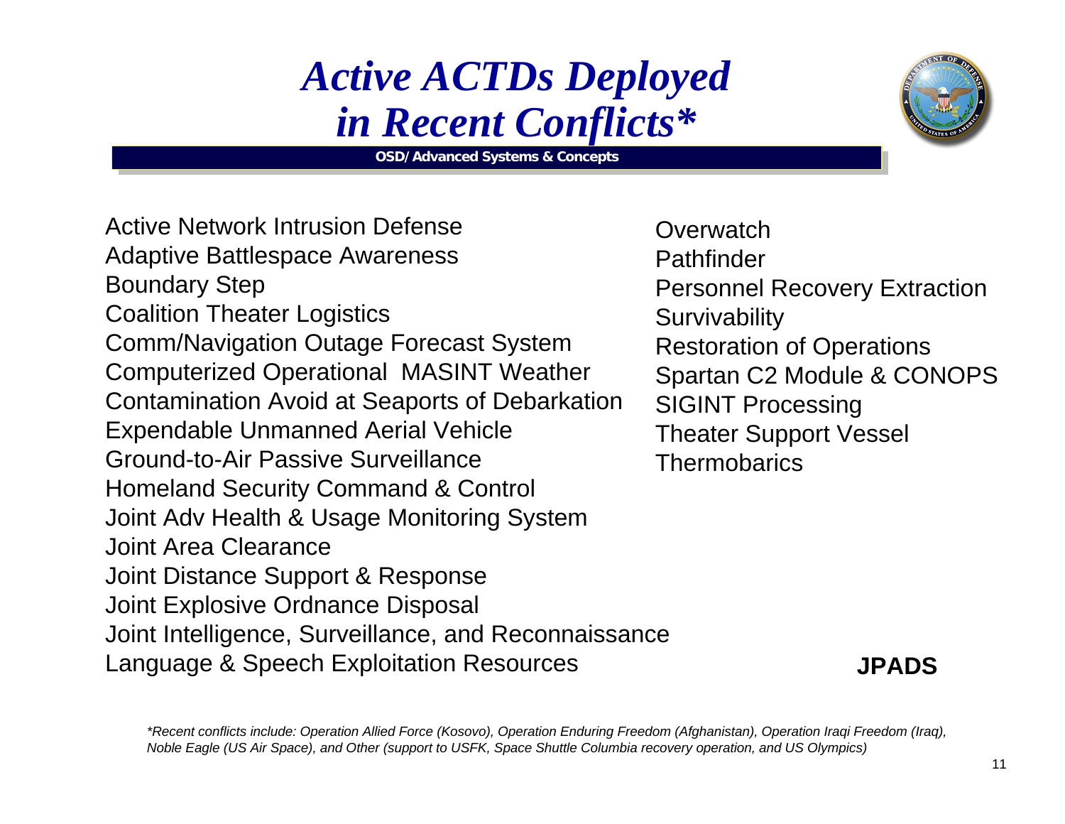# *Active ACTDs Deployed in Recent Conflicts**

**OSD/Advanced Systems & Concepts**

Active Network Intrusion Defense
Adaptive Battlespace Awareness
Boundary Step
Coalition Theater Logistics
Comm/Navigation Outage Forecast System
Computerized Operational MASINT Weather
Contamination Avoid at Seaports of Debarkation
Expendable Unmanned Aerial Vehicle
Ground-to-Air Passive Surveillance
Homeland Security Command & Control
Joint Adv Health & Usage Monitoring System
Joint Area Clearance
Joint Distance Support & Response
Joint Explosive Ordnance Disposal
Joint Intelligence, Surveillance, and Reconnaissance
Language & Speech Exploitation Resources

Overwatch
Pathfinder
Personnel Recovery Extraction Survivability
Restoration of Operations
Spartan C2 Module & CONOPS
SIGINT Processing
Theater Support Vessel
Thermobarics

**JPADS**

*\*Recent conflicts include: Operation Allied Force (Kosovo), Operation Enduring Freedom (Afghanistan), Operation Iraqi Freedom (Iraq), Noble Eagle (US Air Space), and Other (support to USFK, Space Shuttle Columbia recovery operation, and US Olympics)*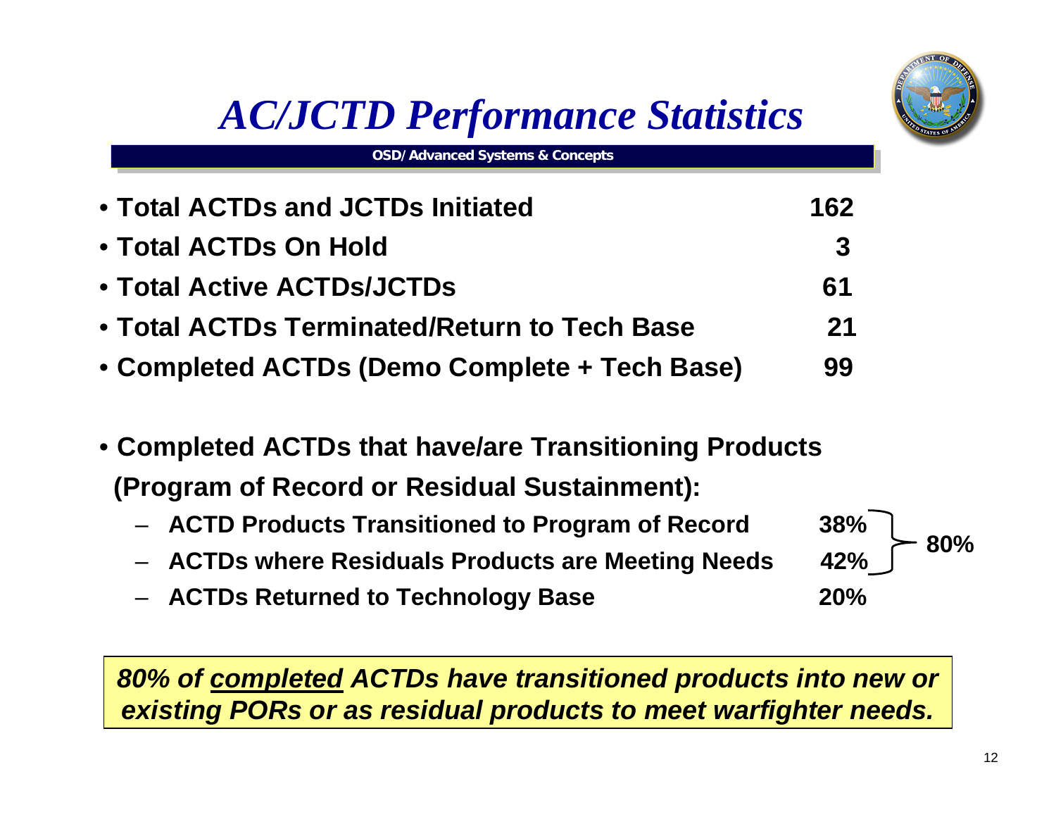# AC/JCTD Performance Statistics

**OSD/ Advanced Systems & Concepts**

| | |
|---|---|
| • **Total ACTDs and JCTDs Initiated** | **162** |
| • **Total ACTDs On Hold** | **3** |
| • **Total Active ACTDs/JCTDs** | **61** |
| • **Total ACTDs Terminated/Return to Tech Base** | **21** |
| • **Completed ACTDs (Demo Complete + Tech Base)** | **99** |

- **Completed ACTDs that have/are Transitioning Products (Program of Record or Residual Sustainment):**
  - **ACTD Products Transitioned to Program of Record** — **38%**
  - **ACTDs where Residuals Products are Meeting Needs** — **42%**
  - (38% + 42% = **80%**)
  - **ACTDs Returned to Technology Base** — **20%**

***80% of <u>completed</u> ACTDs have transitioned products into new or existing PORs or as residual products to meet warfighter needs.***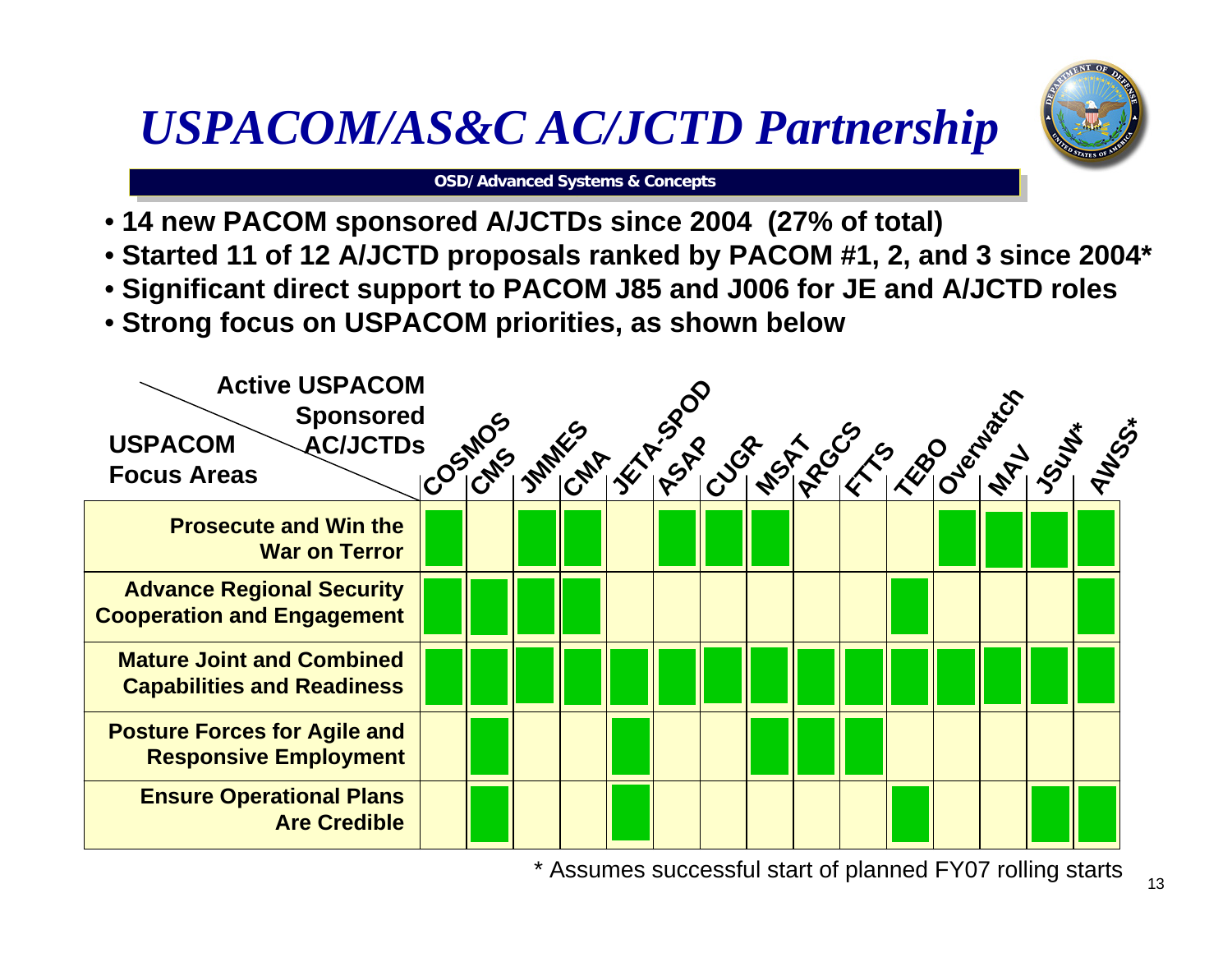# *USPACOM/AS&C AC/JCTD Partnership*

**OSD/ Advanced Systems & Concepts**

- **14 new PACOM sponsored A/JCTDs since 2004 (27% of total)**
- **Started 11 of 12 A/JCTD proposals ranked by PACOM #1, 2, and 3 since 2004***
- **Significant direct support to PACOM J85 and J006 for JE and A/JCTD roles**
- **Strong focus on USPACOM priorities, as shown below**

| **USPACOM Focus Areas** / **Active USPACOM Sponsored AC/JCTDs** | COSMOS | CMS | JMMES | CMA | JETA-SPOD | ASAP | CUGR | MSAT | ARGCS | FTTS | TEBO | Overwatch | MAV | JSuW* | AWSS* |
|---|---|---|---|---|---|---|---|---|---|---|---|---|---|---|---|
| **Prosecute and Win the War on Terror** | ■ | | ■ | ■ | | ■ | ■ | ■ | | | | ■ | ■ | ■ | ■ |
| **Advance Regional Security Cooperation and Engagement** | ■ | ■ | ■ | ■ | | | | | | | ■ | | | | ■ |
| **Mature Joint and Combined Capabilities and Readiness** | ■ | ■ | ■ | ■ | ■ | ■ | ■ | ■ | ■ | ■ | ■ | ■ | ■ | ■ | ■ |
| **Posture Forces for Agile and Responsive Employment** | | ■ | | | ■ | | | ■ | ■ | ■ | | | | | |
| **Ensure Operational Plans Are Credible** | | ■ | | | ■ | | | | | | ■ | | | ■ | ■ |

\* Assumes successful start of planned FY07 rolling starts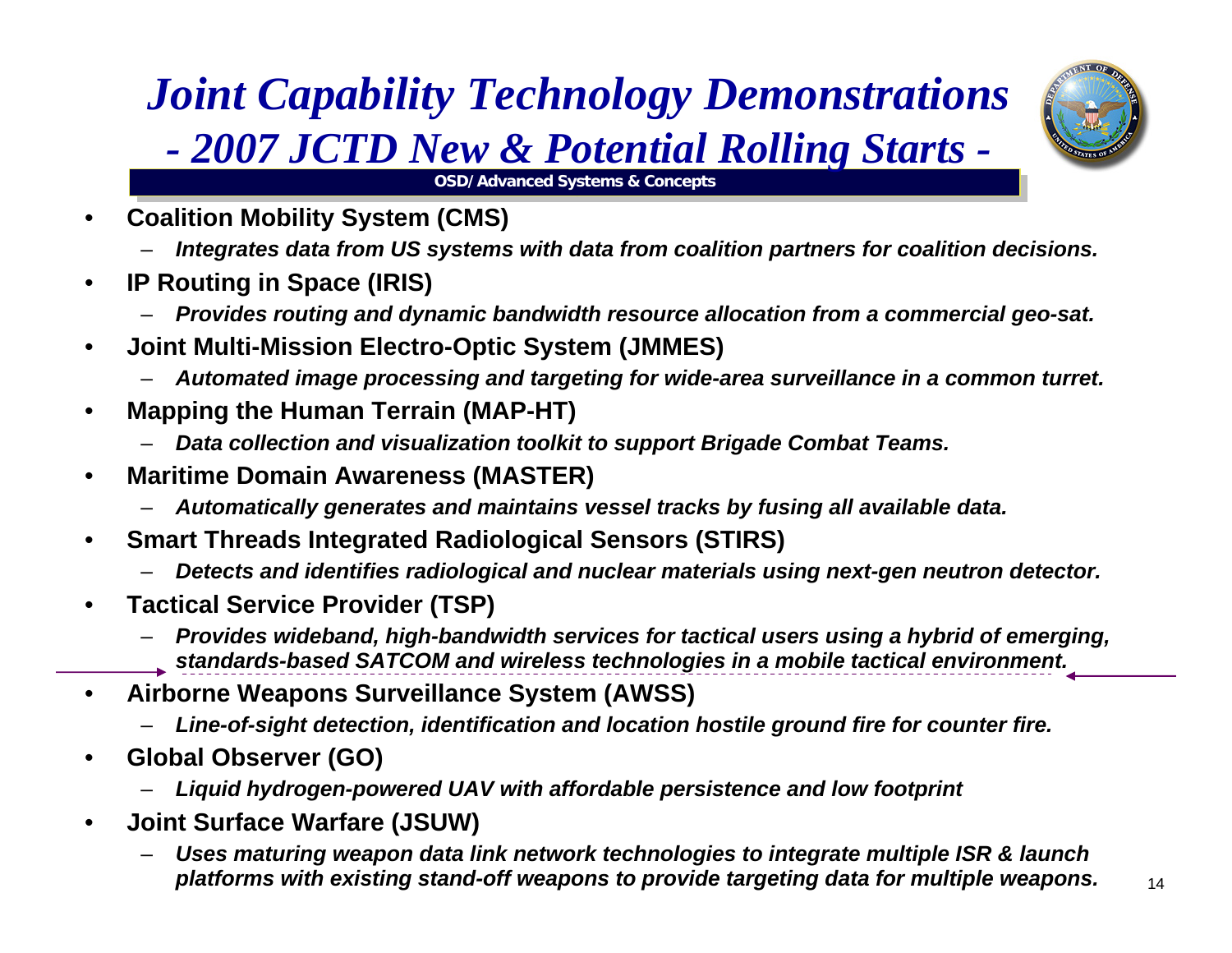# *Joint Capability Technology Demonstrations*
## *- 2007 JCTD New & Potential Rolling Starts -*

**OSD/Advanced Systems & Concepts**

- **Coalition Mobility System (CMS)**
  - ***Integrates data from US systems with data from coalition partners for coalition decisions.***
- **IP Routing in Space (IRIS)**
  - ***Provides routing and dynamic bandwidth resource allocation from a commercial geo-sat.***
- **Joint Multi-Mission Electro-Optic System (JMMES)**
  - ***Automated image processing and targeting for wide-area surveillance in a common turret.***
- **Mapping the Human Terrain (MAP-HT)**
  - ***Data collection and visualization toolkit to support Brigade Combat Teams.***
- **Maritime Domain Awareness (MASTER)**
  - ***Automatically generates and maintains vessel tracks by fusing all available data.***
- **Smart Threads Integrated Radiological Sensors (STIRS)**
  - ***Detects and identifies radiological and nuclear materials using next-gen neutron detector.***
- **Tactical Service Provider (TSP)**
  - ***Provides wideband, high-bandwidth services for tactical users using a hybrid of emerging, standards-based SATCOM and wireless technologies in a mobile tactical environment.***

---

- **Airborne Weapons Surveillance System (AWSS)**
  - ***Line-of-sight detection, identification and location hostile ground fire for counter fire.***
- **Global Observer (GO)**
  - ***Liquid hydrogen-powered UAV with affordable persistence and low footprint***
- **Joint Surface Warfare (JSUW)**
  - ***Uses maturing weapon data link network technologies to integrate multiple ISR & launch platforms with existing stand-off weapons to provide targeting data for multiple weapons.***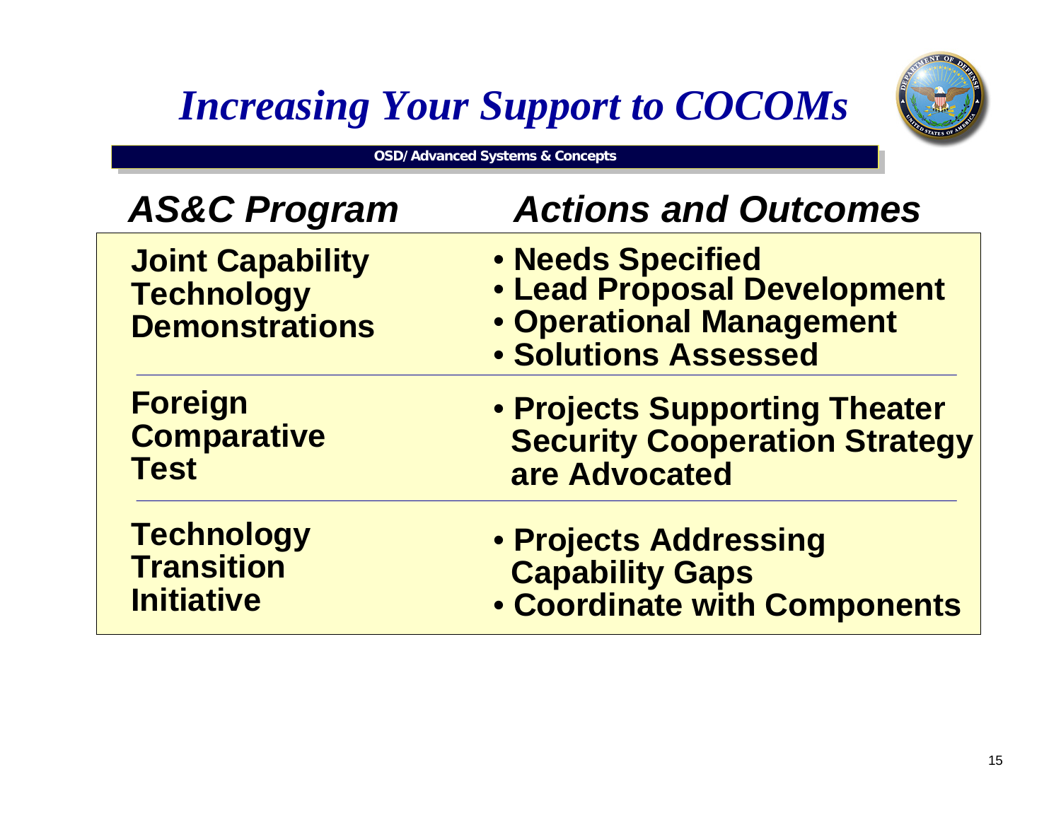# *Increasing Your Support to COCOMs*

**OSD/Advanced Systems & Concepts**

| *AS&C Program* | *Actions and Outcomes* |
| --- | --- |
| **Joint Capability Technology Demonstrations** | • **Needs Specified**<br>• **Lead Proposal Development**<br>• **Operational Management**<br>• **Solutions Assessed** |
| **Foreign Comparative Test** | • **Projects Supporting Theater Security Cooperation Strategy are Advocated** |
| **Technology Transition Initiative** | • **Projects Addressing Capability Gaps**<br>• **Coordinate with Components** |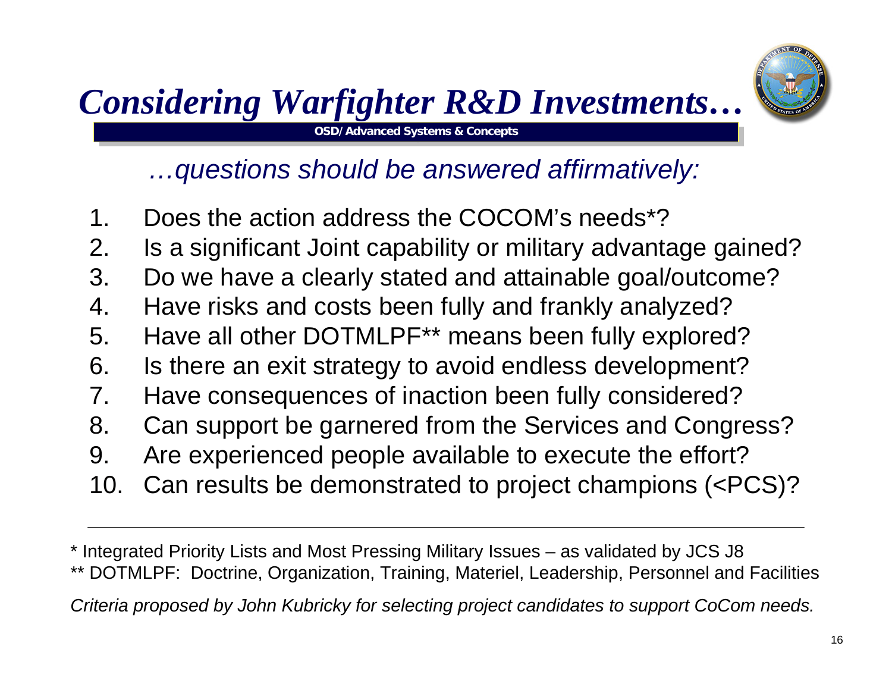# *Considering Warfighter R&D Investments…*

**OSD/Advanced Systems & Concepts**

*…questions should be answered affirmatively:*

1. Does the action address the COCOM's needs*?
2. Is a significant Joint capability or military advantage gained?
3. Do we have a clearly stated and attainable goal/outcome?
4. Have risks and costs been fully and frankly analyzed?
5. Have all other DOTMLPF** means been fully explored?
6. Is there an exit strategy to avoid endless development?
7. Have consequences of inaction been fully considered?
8. Can support be garnered from the Services and Congress?
9. Are experienced people available to execute the effort?
10. Can results be demonstrated to project champions (<PCS)?

---

\* Integrated Priority Lists and Most Pressing Military Issues – as validated by JCS J8

** DOTMLPF: Doctrine, Organization, Training, Materiel, Leadership, Personnel and Facilities

*Criteria proposed by John Kubricky for selecting project candidates to support CoCom needs.*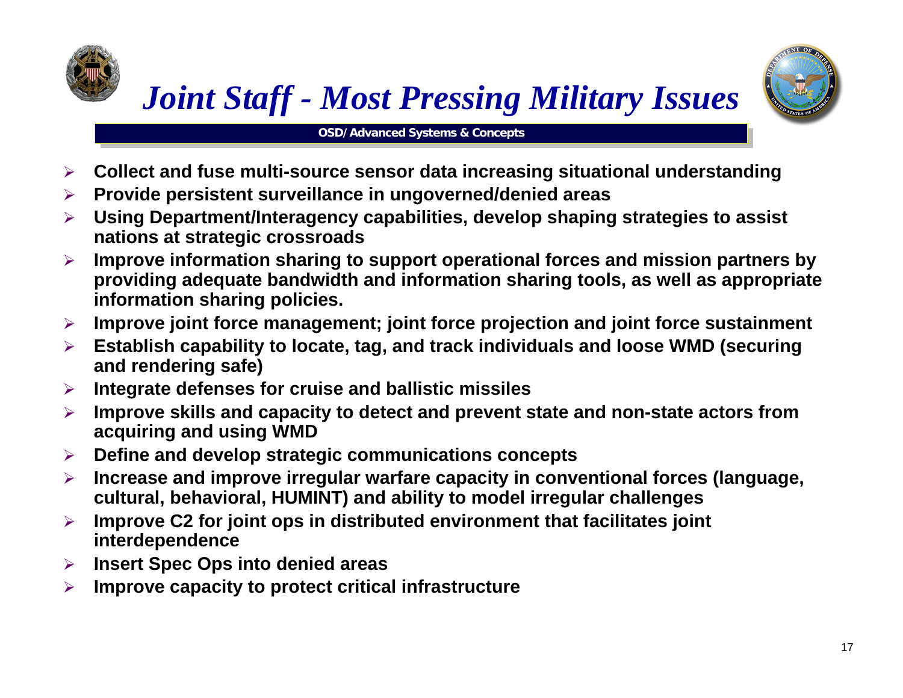# *Joint Staff - Most Pressing Military Issues*

**OSD/Advanced Systems & Concepts**

- **Collect and fuse multi-source sensor data increasing situational understanding**
- **Provide persistent surveillance in ungoverned/denied areas**
- **Using Department/Interagency capabilities, develop shaping strategies to assist nations at strategic crossroads**
- **Improve information sharing to support operational forces and mission partners by providing adequate bandwidth and information sharing tools, as well as appropriate information sharing policies.**
- **Improve joint force management; joint force projection and joint force sustainment**
- **Establish capability to locate, tag, and track individuals and loose WMD (securing and rendering safe)**
- **Integrate defenses for cruise and ballistic missiles**
- **Improve skills and capacity to detect and prevent state and non-state actors from acquiring and using WMD**
- **Define and develop strategic communications concepts**
- **Increase and improve irregular warfare capacity in conventional forces (language, cultural, behavioral, HUMINT) and ability to model irregular challenges**
- **Improve C2 for joint ops in distributed environment that facilitates joint interdependence**
- **Insert Spec Ops into denied areas**
- **Improve capacity to protect critical infrastructure**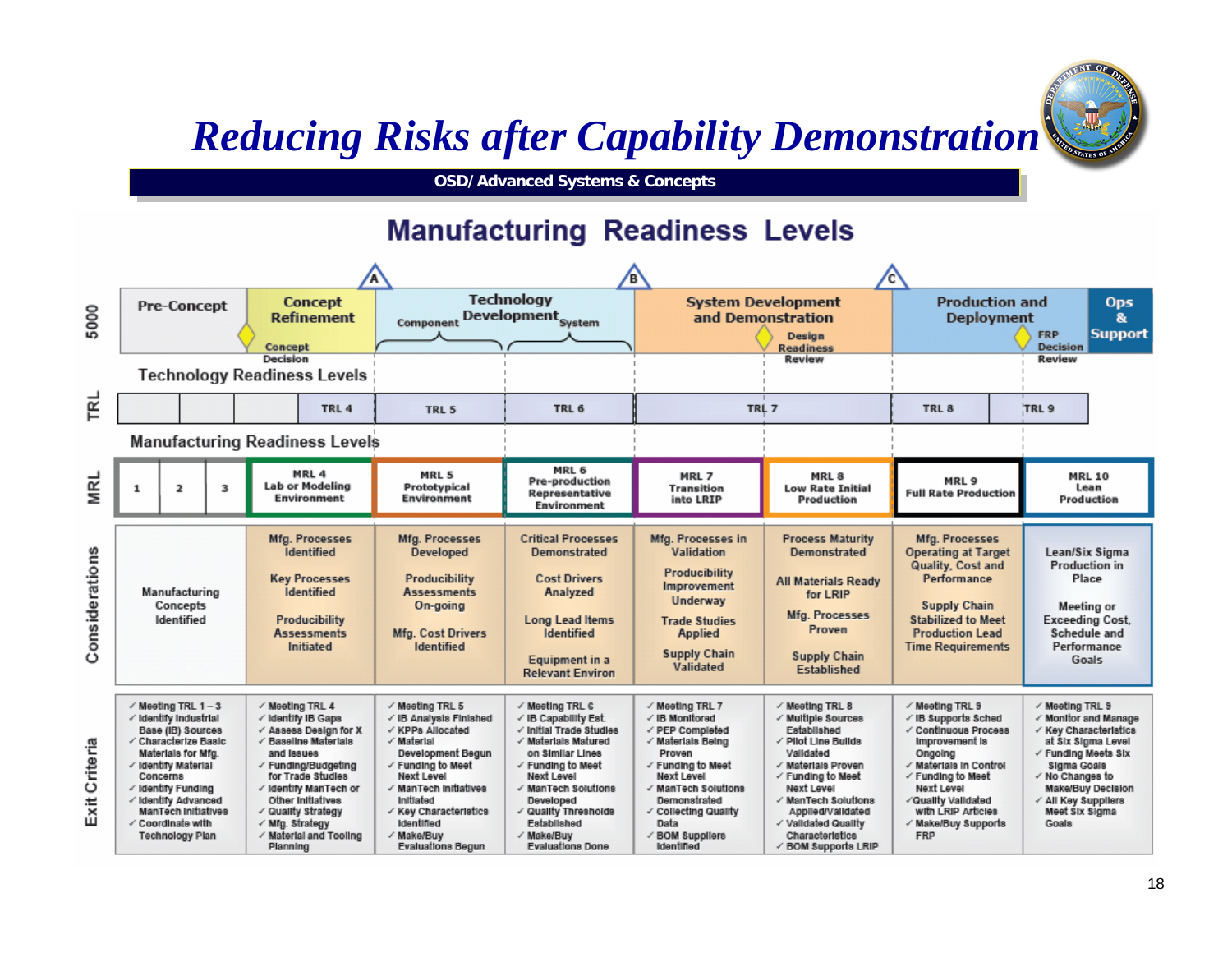# Reducing Risks after Capability Demonstration

**OSD/ Advanced Systems & Concepts**

## Manufacturing Readiness Levels

| | | | | | | | | |
|---|---|---|---|---|---|---|---|---|
| **5000** | Pre-Concept | Concept Refinement (Concept Decision) | Technology Development (Component / System) | | System Development and Demonstration (Design Readiness Review) | | Production and Deployment (FRP Decision Review) | Ops & Support |
| Milestones | | A | | B | | C | | |
| **TRL** | | TRL 4 | TRL 5 | TRL 6 | TRL 7 | | TRL 8 | TRL 9 |
| **MRL** | 1, 2, 3 | MRL 4 Lab or Modeling Environment | MRL 5 Prototypical Environment | MRL 6 Pre-production Representative Environment | MRL 7 Transition into LRIP | MRL 8 Low Rate Initial Production | MRL 9 Full Rate Production | MRL 10 Lean Production |
| **Considerations** | Manufacturing Concepts Identified | Mfg. Processes Identified<br>Key Processes Identified<br>Producibility Assessments Initiated | Mfg. Processes Developed<br>Producibility Assessments On-going<br>Mfg. Cost Drivers Identified | Critical Processes Demonstrated<br>Cost Drivers Analyzed<br>Long Lead Items Identified<br>Equipment in a Relevant Environ | Mfg. Processes in Validation<br>Producibility Improvement Underway<br>Trade Studies Applied<br>Supply Chain Validated | Process Maturity Demonstrated<br>All Materials Ready for LRIP<br>Mfg. Processes Proven<br>Supply Chain Established | Mfg. Processes Operating at Target Quality, Cost and Performance<br>Supply Chain Stabilized to Meet Production Lead Time Requirements | Lean/Six Sigma Production in Place<br>Meeting or Exceeding Cost, Schedule and Performance Goals |
| **Exit Criteria** | ✓ Meeting TRL 1 – 3<br>✓ Identify Industrial Base (IB) Sources<br>✓ Characterize Basic Materials for Mfg.<br>✓ Identify Material Concerns<br>✓ Identify Funding<br>✓ Identify Advanced ManTech Initiatives<br>✓ Coordinate with Technology Plan | ✓ Meeting TRL 4<br>✓ Identify IB Gaps<br>✓ Assess Design for X<br>✓ Baseline Materials and Issues<br>✓ Funding/Budgeting for Trade Studies<br>✓ Identify ManTech or Other Initiatives<br>✓ Quality Strategy<br>✓ Mfg. Strategy<br>✓ Material and Tooling Planning | ✓ Meeting TRL 5<br>✓ IB Analysis Finished<br>✓ KPPs Allocated<br>✓ Material Development Begun<br>✓ Funding to Meet Next Level<br>✓ ManTech Initiatives Initiated<br>✓ Key Characteristics Identified<br>✓ Make/Buy Evaluations Begun | ✓ Meeting TRL 6<br>✓ IB Capability Est.<br>✓ Initial Trade Studies<br>✓ Materials Matured on Similar Lines<br>✓ Funding to Meet Next Level<br>✓ ManTech Solutions Developed<br>✓ Quality Thresholds Established<br>✓ Make/Buy Evaluations Done | ✓ Meeting TRL 7<br>✓ IB Monitored<br>✓ PEP Completed<br>✓ Materials Being Proven<br>✓ Funding to Meet Next Level<br>✓ ManTech Solutions Demonstrated<br>✓ Collecting Quality Data<br>✓ BOM Suppliers Identified | ✓ Meeting TRL 8<br>✓ Multiple Sources Established<br>✓ Pilot Line Builds Validated<br>✓ Materials Proven<br>✓ Funding to Meet Next Level<br>✓ ManTech Solutions Applied/Validated<br>✓ Validated Quality Characteristics<br>✓ BOM Supports LRIP | ✓ Meeting TRL 9<br>✓ IB Supports Sched<br>✓ Continuous Process Improvement is Ongoing<br>✓ Materials in Control<br>✓ Funding to Meet Next Level<br>✓Quality Validated with LRIP Articles<br>✓ Make/Buy Supports FRP | ✓ Meeting TRL 9<br>✓ Monitor and Manage<br>✓ Key Characteristics at Six Sigma Level<br>✓ Funding Meets Six Sigma Goals<br>✓ No Changes to Make/Buy Decision<br>✓ All Key Suppliers Meet Six Sigma Goals |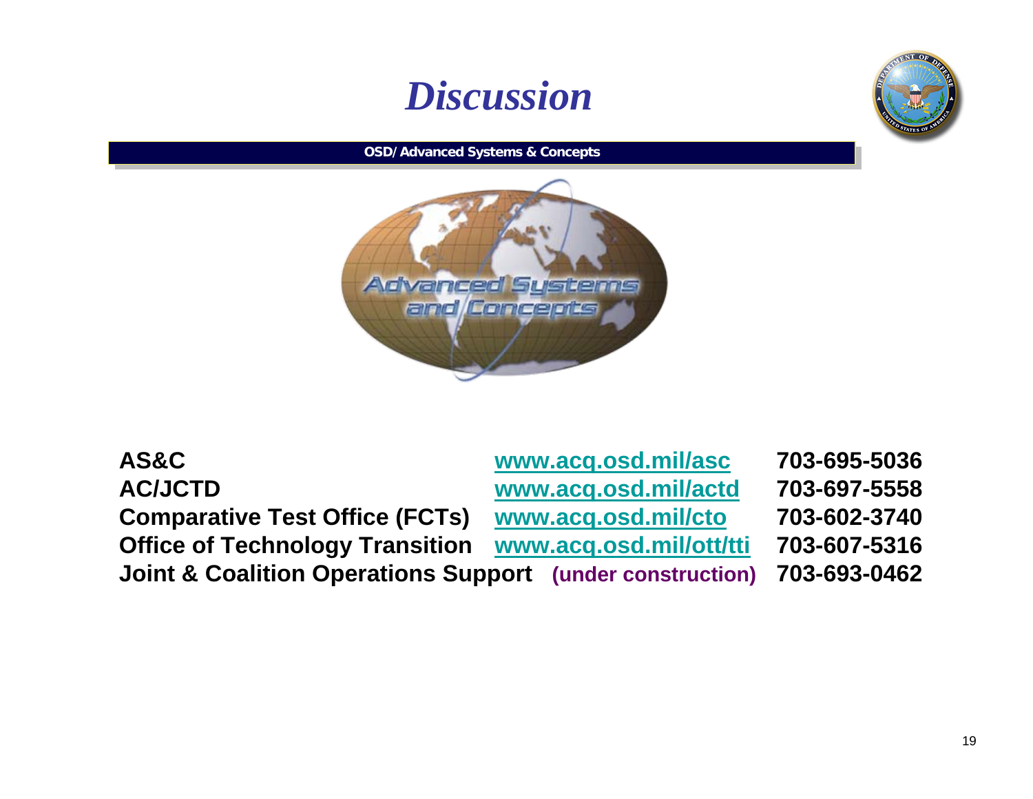# *Discussion*

**OSD/Advanced Systems & Concepts**

Advanced Systems and Concepts

| | | |
|---|---|---|
| **AS&C** | **www.acq.osd.mil/asc** | **703-695-5036** |
| **AC/JCTD** | **www.acq.osd.mil/actd** | **703-697-5558** |
| **Comparative Test Office (FCTs)** | **www.acq.osd.mil/cto** | **703-602-3740** |
| **Office of Technology Transition** | **www.acq.osd.mil/ott/tti** | **703-607-5316** |
| **Joint & Coalition Operations Support** | **(under construction)** | **703-693-0462** |